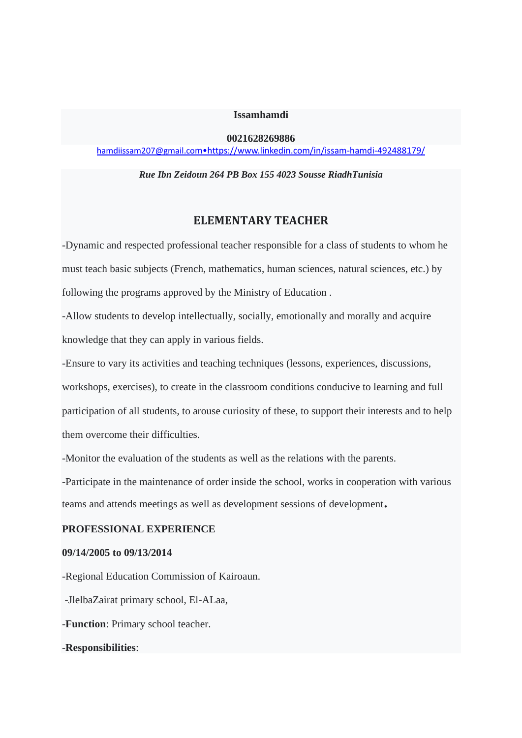**Issamhamdi**

**0021628269886**

hamdiissam207@gmail.com•https://www.linkedin.com/in/issam-hamdi-492488179/

***Rue Ibn Zeidoun 264 PB Box 155 4023 Sousse RiadhTunisia***

## ELEMENTARY TEACHER

-Dynamic and respected professional teacher responsible for a class of students to whom he must teach basic subjects (French, mathematics, human sciences, natural sciences, etc.) by following the programs approved by the Ministry of Education .

-Allow students to develop intellectually, socially, emotionally and morally and acquire knowledge that they can apply in various fields.

-Ensure to vary its activities and teaching techniques (lessons, experiences, discussions, workshops, exercises), to create in the classroom conditions conducive to learning and full participation of all students, to arouse curiosity of these, to support their interests and to help them overcome their difficulties.

-Monitor the evaluation of the students as well as the relations with the parents.

-Participate in the maintenance of order inside the school, works in cooperation with various teams and attends meetings as well as development sessions of development.

**PROFESSIONAL EXPERIENCE**

**09/14/2005 to 09/13/2014**

-Regional Education Commission of Kairoaun.

-JlelbaZairat primary school, El-ALaa,

-**Function**: Primary school teacher.

-**Responsibilities**: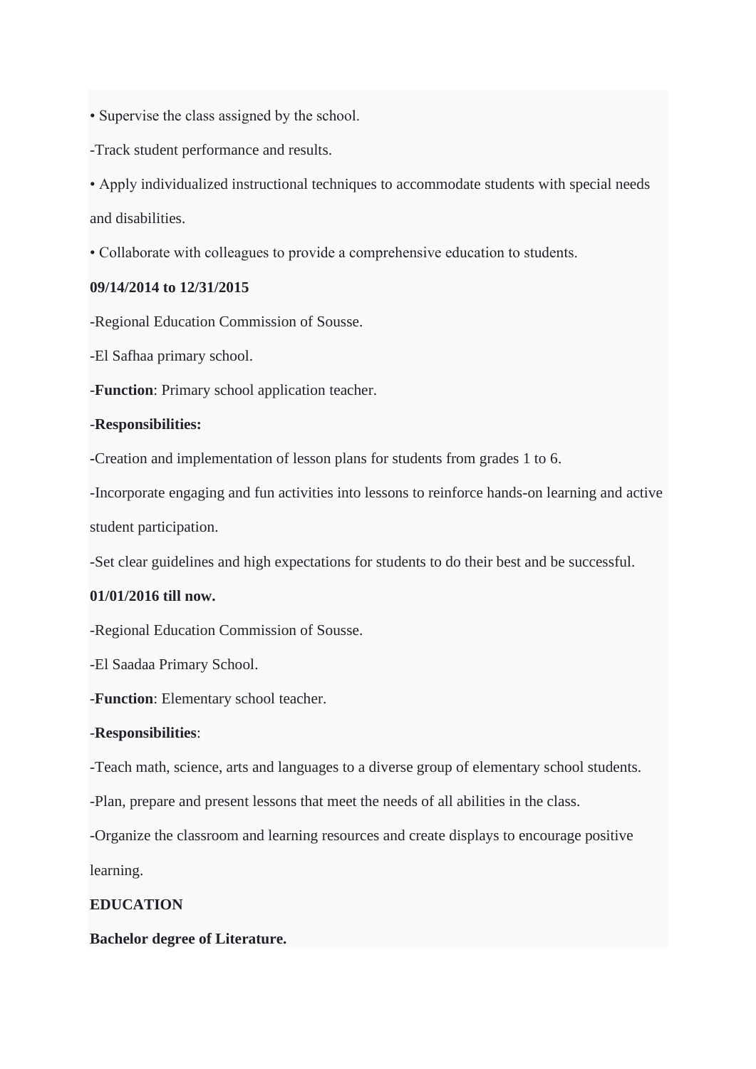• Supervise the class assigned by the school.

-Track student performance and results.

• Apply individualized instructional techniques to accommodate students with special needs and disabilities.

• Collaborate with colleagues to provide a comprehensive education to students.

**09/14/2014 to 12/31/2015**

-Regional Education Commission of Sousse.

-El Safhaa primary school.

-**Function**: Primary school application teacher.

-**Responsibilities:**

-Creation and implementation of lesson plans for students from grades 1 to 6.

-Incorporate engaging and fun activities into lessons to reinforce hands-on learning and active student participation.

-Set clear guidelines and high expectations for students to do their best and be successful.

**01/01/2016 till now.**

-Regional Education Commission of Sousse.

-El Saadaa Primary School.

-**Function**: Elementary school teacher.

-**Responsibilities**:

-Teach math, science, arts and languages to a diverse group of elementary school students.

-Plan, prepare and present lessons that meet the needs of all abilities in the class.

-Organize the classroom and learning resources and create displays to encourage positive learning.

**EDUCATION**

**Bachelor degree of Literature.**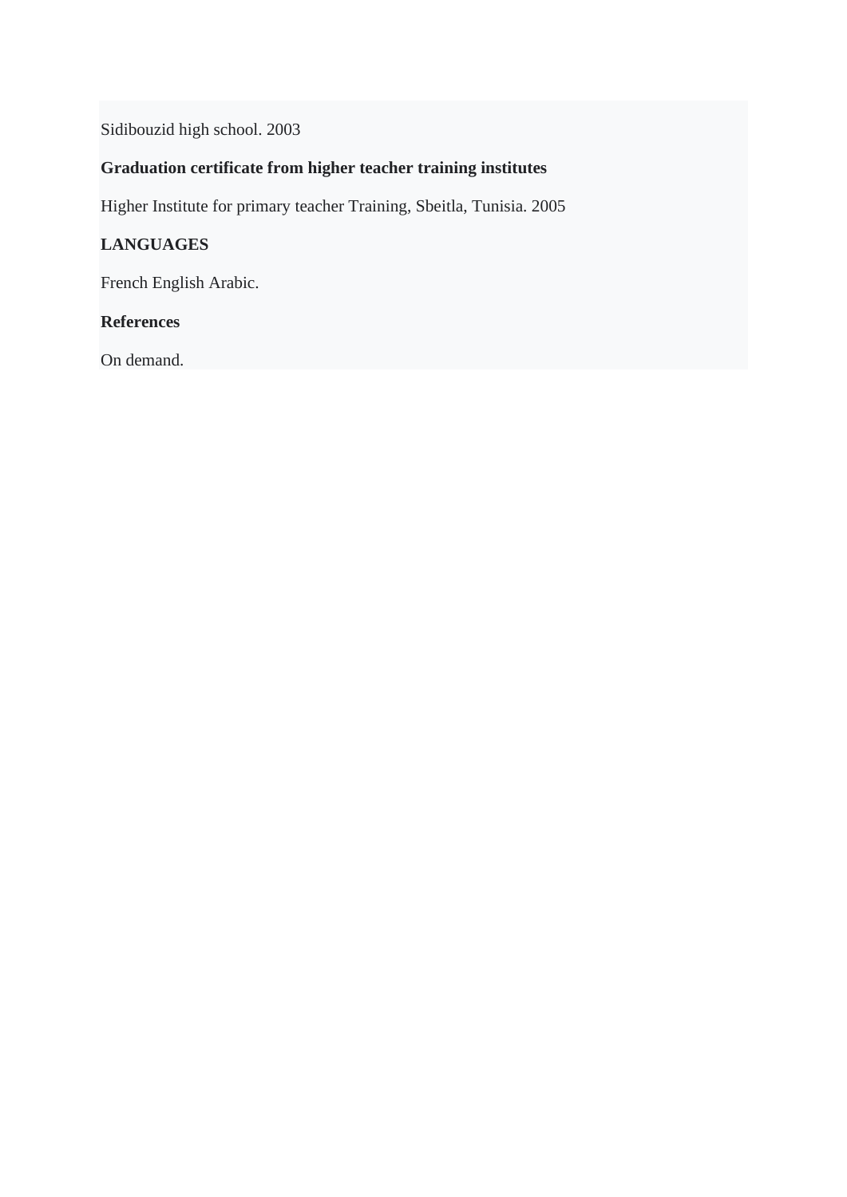Sidibouzid high school. 2003

**Graduation certificate from higher teacher training institutes**

Higher Institute for primary teacher Training, Sbeitla, Tunisia. 2005

**LANGUAGES**

French English Arabic.

**References**

On demand.